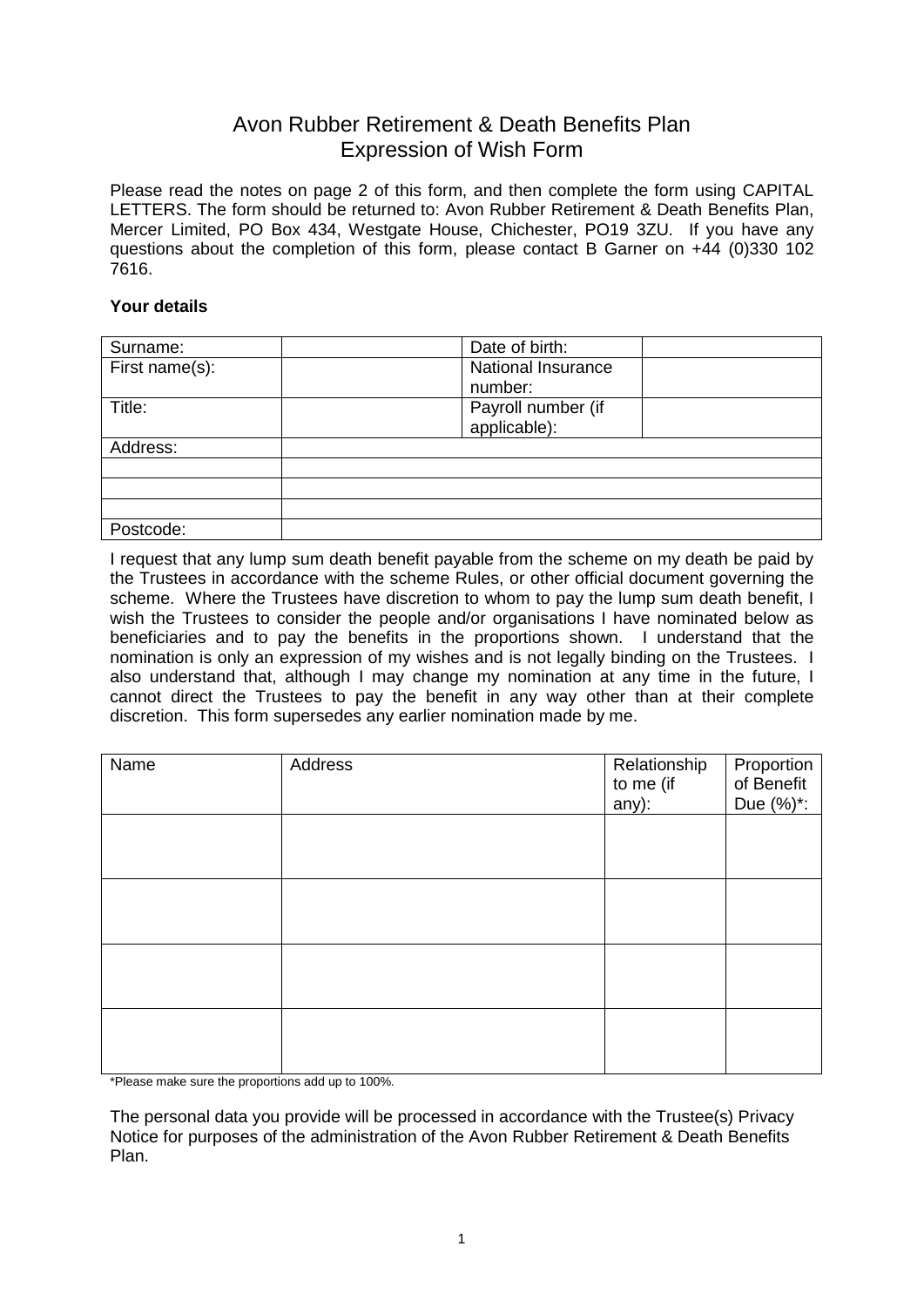# Avon Rubber Retirement & Death Benefits Plan
# Expression of Wish Form

Please read the notes on page 2 of this form, and then complete the form using CAPITAL LETTERS. The form should be returned to: Avon Rubber Retirement & Death Benefits Plan, Mercer Limited, PO Box 434, Westgate House, Chichester, PO19 3ZU. If you have any questions about the completion of this form, please contact B Garner on +44 (0)330 102 7616.

**Your details**

| Surname: | | Date of birth: | |
|---|---|---|---|
| First name(s): | | National Insurance number: | |
| Title: | | Payroll number (if applicable): | |
| Address: | | | |
| | | | |
| | | | |
| | | | |
| Postcode: | | | |

I request that any lump sum death benefit payable from the scheme on my death be paid by the Trustees in accordance with the scheme Rules, or other official document governing the scheme. Where the Trustees have discretion to whom to pay the lump sum death benefit, I wish the Trustees to consider the people and/or organisations I have nominated below as beneficiaries and to pay the benefits in the proportions shown. I understand that the nomination is only an expression of my wishes and is not legally binding on the Trustees. I also understand that, although I may change my nomination at any time in the future, I cannot direct the Trustees to pay the benefit in any way other than at their complete discretion. This form supersedes any earlier nomination made by me.

| Name | Address | Relationship to me (if any): | Proportion of Benefit Due (%)*: |
|---|---|---|---|
| | | | |
| | | | |
| | | | |
| | | | |

*Please make sure the proportions add up to 100%.

The personal data you provide will be processed in accordance with the Trustee(s) Privacy Notice for purposes of the administration of the Avon Rubber Retirement & Death Benefits Plan.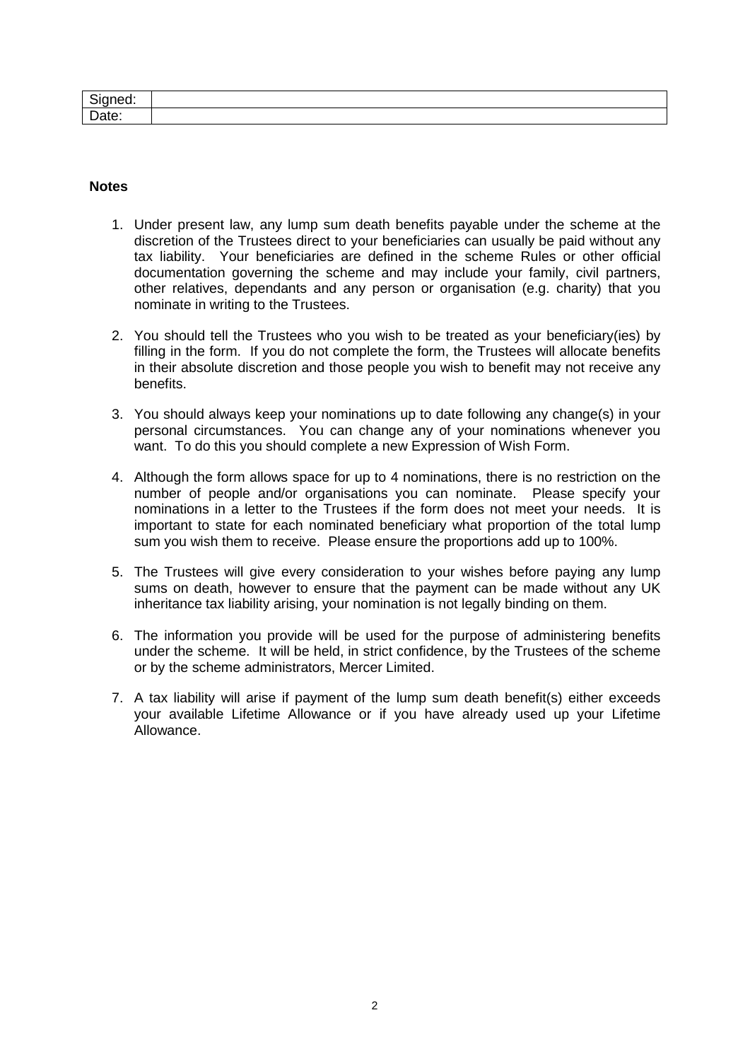| | |
|---|---|
| Signed: | |
| Date: | |

**Notes**

1. Under present law, any lump sum death benefits payable under the scheme at the discretion of the Trustees direct to your beneficiaries can usually be paid without any tax liability. Your beneficiaries are defined in the scheme Rules or other official documentation governing the scheme and may include your family, civil partners, other relatives, dependants and any person or organisation (e.g. charity) that you nominate in writing to the Trustees.

2. You should tell the Trustees who you wish to be treated as your beneficiary(ies) by filling in the form. If you do not complete the form, the Trustees will allocate benefits in their absolute discretion and those people you wish to benefit may not receive any benefits.

3. You should always keep your nominations up to date following any change(s) in your personal circumstances. You can change any of your nominations whenever you want. To do this you should complete a new Expression of Wish Form.

4. Although the form allows space for up to 4 nominations, there is no restriction on the number of people and/or organisations you can nominate. Please specify your nominations in a letter to the Trustees if the form does not meet your needs. It is important to state for each nominated beneficiary what proportion of the total lump sum you wish them to receive. Please ensure the proportions add up to 100%.

5. The Trustees will give every consideration to your wishes before paying any lump sums on death, however to ensure that the payment can be made without any UK inheritance tax liability arising, your nomination is not legally binding on them.

6. The information you provide will be used for the purpose of administering benefits under the scheme. It will be held, in strict confidence, by the Trustees of the scheme or by the scheme administrators, Mercer Limited.

7. A tax liability will arise if payment of the lump sum death benefit(s) either exceeds your available Lifetime Allowance or if you have already used up your Lifetime Allowance.